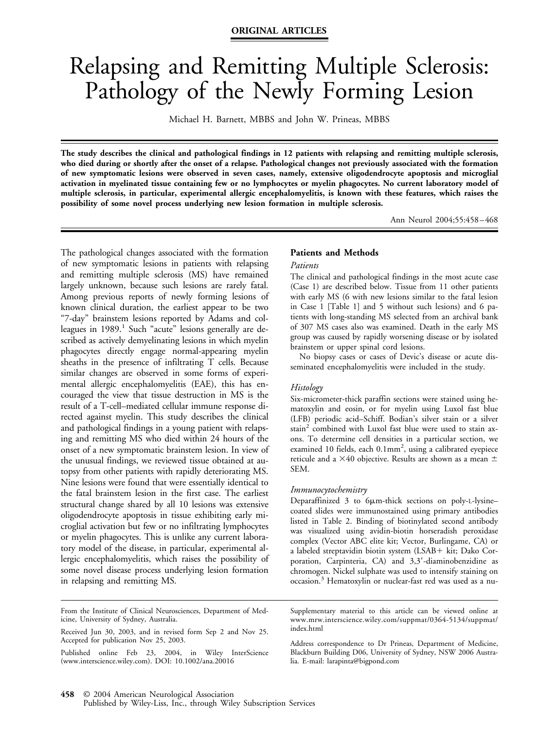ORIGINAL ARTICLES

# Relapsing and Remitting Multiple Sclerosis: Pathology of the Newly Forming Lesion

Michael H. Barnett, MBBS and John W. Prineas, MBBS

**The study describes the clinical and pathological findings in 12 patients with relapsing and remitting multiple sclerosis, who died during or shortly after the onset of a relapse. Pathological changes not previously associated with the formation of new symptomatic lesions were observed in seven cases, namely, extensive oligodendrocyte apoptosis and microglial activation in myelinated tissue containing few or no lymphocytes or myelin phagocytes. No current laboratory model of multiple sclerosis, in particular, experimental allergic encephalomyelitis, is known with these features, which raises the possibility of some novel process underlying new lesion formation in multiple sclerosis.**

Ann Neurol 2004;55:458–468

The pathological changes associated with the formation of new symptomatic lesions in patients with relapsing and remitting multiple sclerosis (MS) have remained largely unknown, because such lesions are rarely fatal. Among previous reports of newly forming lesions of known clinical duration, the earliest appear to be two "7-day" brainstem lesions reported by Adams and colleagues in 1989.[1] Such "acute" lesions generally are described as actively demyelinating lesions in which myelin phagocytes directly engage normal-appearing myelin sheaths in the presence of infiltrating T cells. Because similar changes are observed in some forms of experimental allergic encephalomyelitis (EAE), this has encouraged the view that tissue destruction in MS is the result of a T-cell–mediated cellular immune response directed against myelin. This study describes the clinical and pathological findings in a young patient with relapsing and remitting MS who died within 24 hours of the onset of a new symptomatic brainstem lesion. In view of the unusual findings, we reviewed tissue obtained at autopsy from other patients with rapidly deteriorating MS. Nine lesions were found that were essentially identical to the fatal brainstem lesion in the first case. The earliest structural change shared by all 10 lesions was extensive oligodendrocyte apoptosis in tissue exhibiting early microglial activation but few or no infiltrating lymphocytes or myelin phagocytes. This is unlike any current laboratory model of the disease, in particular, experimental allergic encephalomyelitis, which raises the possibility of some novel disease process underlying lesion formation in relapsing and remitting MS.

## Patients and Methods

### *Patients*

The clinical and pathological findings in the most acute case (Case 1) are described below. Tissue from 11 other patients with early MS (6 with new lesions similar to the fatal lesion in Case 1 [Table 1] and 5 without such lesions) and 6 patients with long-standing MS selected from an archival bank of 307 MS cases also was examined. Death in the early MS group was caused by rapidly worsening disease or by isolated brainstem or upper spinal cord lesions.

No biopsy cases or cases of Devic's disease or acute disseminated encephalomyelitis were included in the study.

### *Histology*

Six-micrometer-thick paraffin sections were stained using hematoxylin and eosin, or for myelin using Luxol fast blue (LFB) periodic acid–Schiff. Bodian's silver stain or a silver stain[2] combined with Luxol fast blue were used to stain axons. To determine cell densities in a particular section, we examined 10 fields, each $0.1\text{mm}^2$, using a calibrated eyepiece reticule and a $\times 40$ objective. Results are shown as a mean $\pm$ SEM.

### *Immunocytochemistry*

Deparaffinized 3 to 6μm-thick sections on poly-L-lysine–coated slides were immunostained using primary antibodies listed in Table 2. Binding of biotinylated second antibody was visualized using avidin-biotin horseradish peroxidase complex (Vector ABC elite kit; Vector, Burlingame, CA) or a labeled streptavidin biotin system (LSAB+ kit; Dako Corporation, Carpinteria, CA) and 3,3′-diaminobenzidine as chromogen. Nickel sulphate was used to intensify staining on occasion.[3] Hematoxylin or nuclear-fast red was used as a nu-

---

From the Institute of Clinical Neurosciences, Department of Medicine, University of Sydney, Australia.

Received Jun 30, 2003, and in revised form Sep 2 and Nov 25. Accepted for publication Nov 25, 2003.

Published online Feb 23, 2004, in Wiley InterScience (www.interscience.wiley.com). DOI: 10.1002/ana.20016

Supplementary material to this article can be viewed online at www.mrw.interscience.wiley.com/suppmat/0364-5134/suppmat/index.html

Address correspondence to Dr Prineas, Department of Medicine, Blackburn Building D06, University of Sydney, NSW 2006 Australia. E-mail: larapinta@bigpond.com

© 2004 American Neurological Association
Published by Wiley-Liss, Inc., through Wiley Subscription Services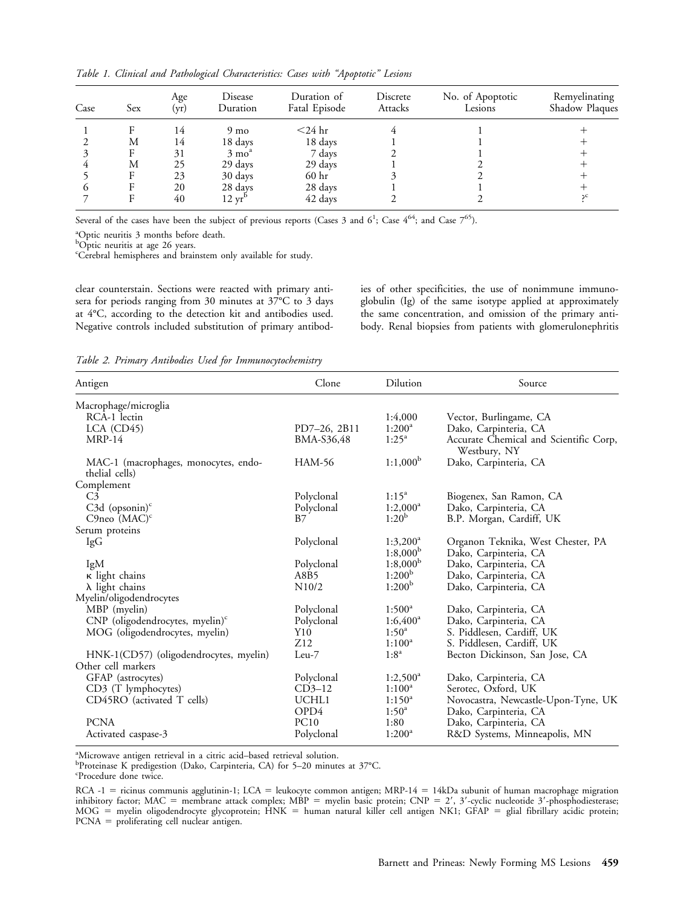*Table 1. Clinical and Pathological Characteristics: Cases with "Apoptotic" Lesions*

| Case | Sex | Age (yr) | Disease Duration | Duration of Fatal Episode | Discrete Attacks | No. of Apoptotic Lesions | Remyelinating Shadow Plaques |
|---|---|---|---|---|---|---|---|
| 1 | F | 14 | 9 mo | <24 hr | 4 | 1 | + |
| 2 | M | 14 | 18 days | 18 days | 1 | 1 | + |
| 3 | F | 31 | 3 mo[a] | 7 days | 2 | 1 | + |
| 4 | M | 25 | 29 days | 29 days | 1 | 2 | + |
| 5 | F | 23 | 30 days | 60 hr | 3 | 2 | + |
| 6 | F | 20 | 28 days | 28 days | 1 | 1 | + |
| 7 | F | 40 | 12 yr[b] | 42 days | 2 | 2 | ?[c] |

Several of the cases have been the subject of previous reports (Cases 3 and 6[1]; Case 4[64]; and Case 7[65]).

[a]Optic neuritis 3 months before death.
[b]Optic neuritis at age 26 years.
[c]Cerebral hemispheres and brainstem only available for study.

clear counterstain. Sections were reacted with primary antisera for periods ranging from 30 minutes at 37°C to 3 days at 4°C, according to the detection kit and antibodies used. Negative controls included substitution of primary antibodies of other specificities, the use of nonimmune immunoglobulin (Ig) of the same isotype applied at approximately the same concentration, and omission of the primary antibody. Renal biopsies from patients with glomerulonephritis

*Table 2. Primary Antibodies Used for Immunocytochemistry*

| Antigen | Clone | Dilution | Source |
|---|---|---|---|
| Macrophage/microglia | | | |
| RCA-1 lectin | | 1:4,000 | Vector, Burlingame, CA |
| LCA (CD45) | PD7–26, 2B11 | 1:200[a] | Dako, Carpinteria, CA |
| MRP-14 | BMA-S36,48 | 1:25[a] | Accurate Chemical and Scientific Corp, Westbury, NY |
| MAC-1 (macrophages, monocytes, endothelial cells) | HAM-56 | 1:1,000[b] | Dako, Carpinteria, CA |
| Complement | | | |
| C3 | Polyclonal | 1:15[a] | Biogenex, San Ramon, CA |
| C3d (opsonin)[c] | Polyclonal | 1:2,000[a] | Dako, Carpinteria, CA |
| C9neo (MAC)[c] | B7 | 1:20[b] | B.P. Morgan, Cardiff, UK |
| Serum proteins | | | |
| IgG | Polyclonal | 1:3,200[a] | Organon Teknika, West Chester, PA |
| | | 1:8,000[b] | Dako, Carpinteria, CA |
| IgM | Polyclonal | 1:8,000[b] | Dako, Carpinteria, CA |
| κ light chains | A8B5 | 1:200[b] | Dako, Carpinteria, CA |
| λ light chains | N10/2 | 1:200[b] | Dako, Carpinteria, CA |
| Myelin/oligodendrocytes | | | |
| MBP (myelin) | Polyclonal | 1:500[a] | Dako, Carpinteria, CA |
| CNP (oligodendrocytes, myelin)[c] | Polyclonal | 1:6,400[a] | Dako, Carpinteria, CA |
| MOG (oligodendrocytes, myelin) | Y10 | 1:50[a] | S. Piddlesen, Cardiff, UK |
| | Z12 | 1:100[a] | S. Piddlesen, Cardiff, UK |
| HNK-1(CD57) (oligodendrocytes, myelin) | Leu-7 | 1:8[a] | Becton Dickinson, San Jose, CA |
| Other cell markers | | | |
| GFAP (astrocytes) | Polyclonal | 1:2,500[a] | Dako, Carpinteria, CA |
| CD3 (T lymphocytes) | CD3–12 | 1:100[a] | Serotec, Oxford, UK |
| CD45RO (activated T cells) | UCHL1 | 1:150[a] | Novocastra, Newcastle-Upon-Tyne, UK |
| | OPD4 | 1:50[a] | Dako, Carpinteria, CA |
| PCNA | PC10 | 1:80 | Dako, Carpinteria, CA |
| Activated caspase-3 | Polyclonal | 1:200[a] | R&D Systems, Minneapolis, MN |

[a]Microwave antigen retrieval in a citric acid–based retrieval solution.
[b]Proteinase K predigestion (Dako, Carpinteria, CA) for 5–20 minutes at 37°C.
[c]Procedure done twice.

RCA -1 = ricinus communis agglutinin-1; LCA = leukocyte common antigen; MRP-14 = 14kDa subunit of human macrophage migration inhibitory factor; MAC = membrane attack complex; MBP = myelin basic protein; CNP = 2′, 3′-cyclic nucleotide 3′-phosphodiesterase; MOG = myelin oligodendrocyte glycoprotein; HNK = human natural killer cell antigen NK1; GFAP = glial fibrillary acidic protein; PCNA = proliferating cell nuclear antigen.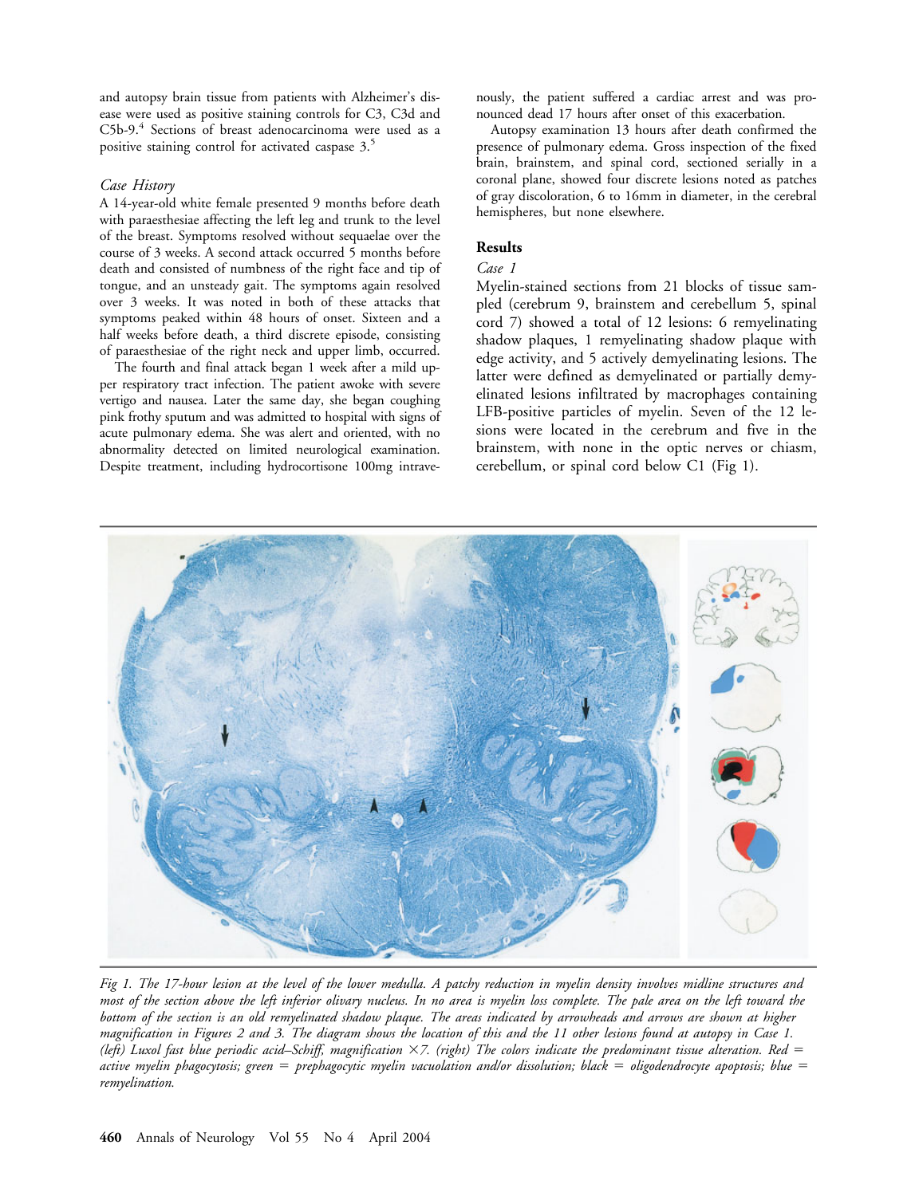and autopsy brain tissue from patients with Alzheimer's disease were used as positive staining controls for C3, C3d and C5b-9.[4] Sections of breast adenocarcinoma were used as a positive staining control for activated caspase 3.[5]

### *Case History*

A 14-year-old white female presented 9 months before death with paraesthesiae affecting the left leg and trunk to the level of the breast. Symptoms resolved without sequaelae over the course of 3 weeks. A second attack occurred 5 months before death and consisted of numbness of the right face and tip of tongue, and an unsteady gait. The symptoms again resolved over 3 weeks. It was noted in both of these attacks that symptoms peaked within 48 hours of onset. Sixteen and a half weeks before death, a third discrete episode, consisting of paraesthesiae of the right neck and upper limb, occurred.

The fourth and final attack began 1 week after a mild upper respiratory tract infection. The patient awoke with severe vertigo and nausea. Later the same day, she began coughing pink frothy sputum and was admitted to hospital with signs of acute pulmonary edema. She was alert and oriented, with no abnormality detected on limited neurological examination. Despite treatment, including hydrocortisone 100mg intravenously, the patient suffered a cardiac arrest and was pronounced dead 17 hours after onset of this exacerbation.

Autopsy examination 13 hours after death confirmed the presence of pulmonary edema. Gross inspection of the fixed brain, brainstem, and spinal cord, sectioned serially in a coronal plane, showed four discrete lesions noted as patches of gray discoloration, 6 to 16mm in diameter, in the cerebral hemispheres, but none elsewhere.

## Results

### *Case 1*

Myelin-stained sections from 21 blocks of tissue sampled (cerebrum 9, brainstem and cerebellum 5, spinal cord 7) showed a total of 12 lesions: 6 remyelinating shadow plaques, 1 remyelinating shadow plaque with edge activity, and 5 actively demyelinating lesions. The latter were defined as demyelinated or partially demyelinated lesions infiltrated by macrophages containing LFB-positive particles of myelin. Seven of the 12 lesions were located in the cerebrum and five in the brainstem, with none in the optic nerves or chiasm, cerebellum, or spinal cord below C1 (Fig 1).

*Fig 1. The 17-hour lesion at the level of the lower medulla. A patchy reduction in myelin density involves midline structures and most of the section above the left inferior olivary nucleus. In no area is myelin loss complete. The pale area on the left toward the bottom of the section is an old remyelinated shadow plaque. The areas indicated by arrowheads and arrows are shown at higher magnification in Figures 2 and 3. The diagram shows the location of this and the 11 other lesions found at autopsy in Case 1. (left) Luxol fast blue periodic acid–Schiff, magnification ×7. (right) The colors indicate the predominant tissue alteration. Red = active myelin phagocytosis; green = prephagocytic myelin vacuolation and/or dissolution; black = oligodendrocyte apoptosis; blue = remyelination.*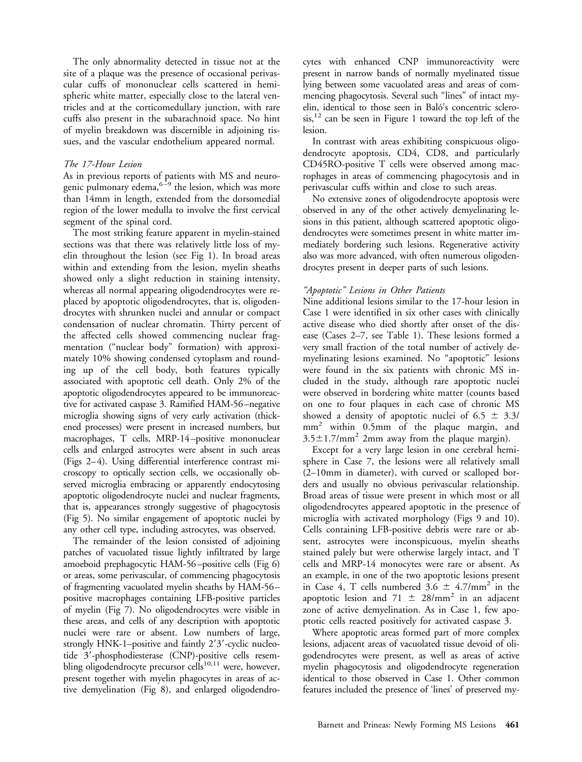The only abnormality detected in tissue not at the site of a plaque was the presence of occasional perivascular cuffs of mononuclear cells scattered in hemispheric white matter, especially close to the lateral ventricles and at the corticomedullary junction, with rare cuffs also present in the subarachnoid space. No hint of myelin breakdown was discernible in adjoining tissues, and the vascular endothelium appeared normal.

### *The 17-Hour Lesion*

As in previous reports of patients with MS and neurogenic pulmonary edema,[6–9] the lesion, which was more than 14mm in length, extended from the dorsomedial region of the lower medulla to involve the first cervical segment of the spinal cord.

The most striking feature apparent in myelin-stained sections was that there was relatively little loss of myelin throughout the lesion (see Fig 1). In broad areas within and extending from the lesion, myelin sheaths showed only a slight reduction in staining intensity, whereas all normal appearing oligodendrocytes were replaced by apoptotic oligodendrocytes, that is, oligodendrocytes with shrunken nuclei and annular or compact condensation of nuclear chromatin. Thirty percent of the affected cells showed commencing nuclear fragmentation ("nuclear body" formation) with approximately 10% showing condensed cytoplasm and rounding up of the cell body, both features typically associated with apoptotic cell death. Only 2% of the apoptotic oligodendrocytes appeared to be immunoreactive for activated caspase 3. Ramified HAM-56–negative microglia showing signs of very early activation (thickened processes) were present in increased numbers, but macrophages, T cells, MRP-14–positive mononuclear cells and enlarged astrocytes were absent in such areas (Figs 2–4). Using differential interference contrast microscopy to optically section cells, we occasionally observed microglia embracing or apparently endocytosing apoptotic oligodendrocyte nuclei and nuclear fragments, that is, appearances strongly suggestive of phagocytosis (Fig 5). No similar engagement of apoptotic nuclei by any other cell type, including astrocytes, was observed.

The remainder of the lesion consisted of adjoining patches of vacuolated tissue lightly infiltrated by large amoeboid prephagocytic HAM-56–positive cells (Fig 6) or areas, some perivascular, of commencing phagocytosis of fragmenting vacuolated myelin sheaths by HAM-56–positive macrophages containing LFB-positive particles of myelin (Fig 7). No oligodendrocytes were visible in these areas, and cells of any description with apoptotic nuclei were rare or absent. Low numbers of large, strongly HNK-1–positive and faintly 2′3′-cyclic nucleotide 3′-phosphodiesterase (CNP)-positive cells resembling oligodendrocyte precursor cells[10,11] were, however, present together with myelin phagocytes in areas of active demyelination (Fig 8), and enlarged oligodendrocytes with enhanced CNP immunoreactivity were present in narrow bands of normally myelinated tissue lying between some vacuolated areas and areas of commencing phagocytosis. Several such "lines" of intact myelin, identical to those seen in Baló's concentric sclerosis,[12] can be seen in Figure 1 toward the top left of the lesion.

In contrast with areas exhibiting conspicuous oligodendrocyte apoptosis, CD4, CD8, and particularly CD45RO-positive T cells were observed among macrophages in areas of commencing phagocytosis and in perivascular cuffs within and close to such areas.

No extensive zones of oligodendrocyte apoptosis were observed in any of the other actively demyelinating lesions in this patient, although scattered apoptotic oligodendrocytes were sometimes present in white matter immediately bordering such lesions. Regenerative activity also was more advanced, with often numerous oligodendrocytes present in deeper parts of such lesions.

### *"Apoptotic" Lesions in Other Patients*

Nine additional lesions similar to the 17-hour lesion in Case 1 were identified in six other cases with clinically active disease who died shortly after onset of the disease (Cases 2–7, see Table 1). These lesions formed a very small fraction of the total number of actively demyelinating lesions examined. No "apoptotic" lesions were found in the six patients with chronic MS included in the study, although rare apoptotic nuclei were observed in bordering white matter (counts based on one to four plaques in each case of chronic MS showed a density of apoptotic nuclei of $6.5 \pm 3.3/\text{mm}^2$ within 0.5mm of the plaque margin, and $3.5 \pm 1.7/\text{mm}^2$ 2mm away from the plaque margin).

Except for a very large lesion in one cerebral hemisphere in Case 7, the lesions were all relatively small (2–10mm in diameter), with curved or scalloped borders and usually no obvious perivascular relationship. Broad areas of tissue were present in which most or all oligodendrocytes appeared apoptotic in the presence of microglia with activated morphology (Figs 9 and 10). Cells containing LFB-positive debris were rare or absent, astrocytes were inconspicuous, myelin sheaths stained palely but were otherwise largely intact, and T cells and MRP-14 monocytes were rare or absent. As an example, in one of the two apoptotic lesions present in Case 4, T cells numbered $3.6 \pm 4.7/\text{mm}^2$ in the apoptotic lesion and $71 \pm 28/\text{mm}^2$ in an adjacent zone of active demyelination. As in Case 1, few apoptotic cells reacted positively for activated caspase 3.

Where apoptotic areas formed part of more complex lesions, adjacent areas of vacuolated tissue devoid of oligodendrocytes were present, as well as areas of active myelin phagocytosis and oligodendrocyte regeneration identical to those observed in Case 1. Other common features included the presence of 'lines' of preserved my-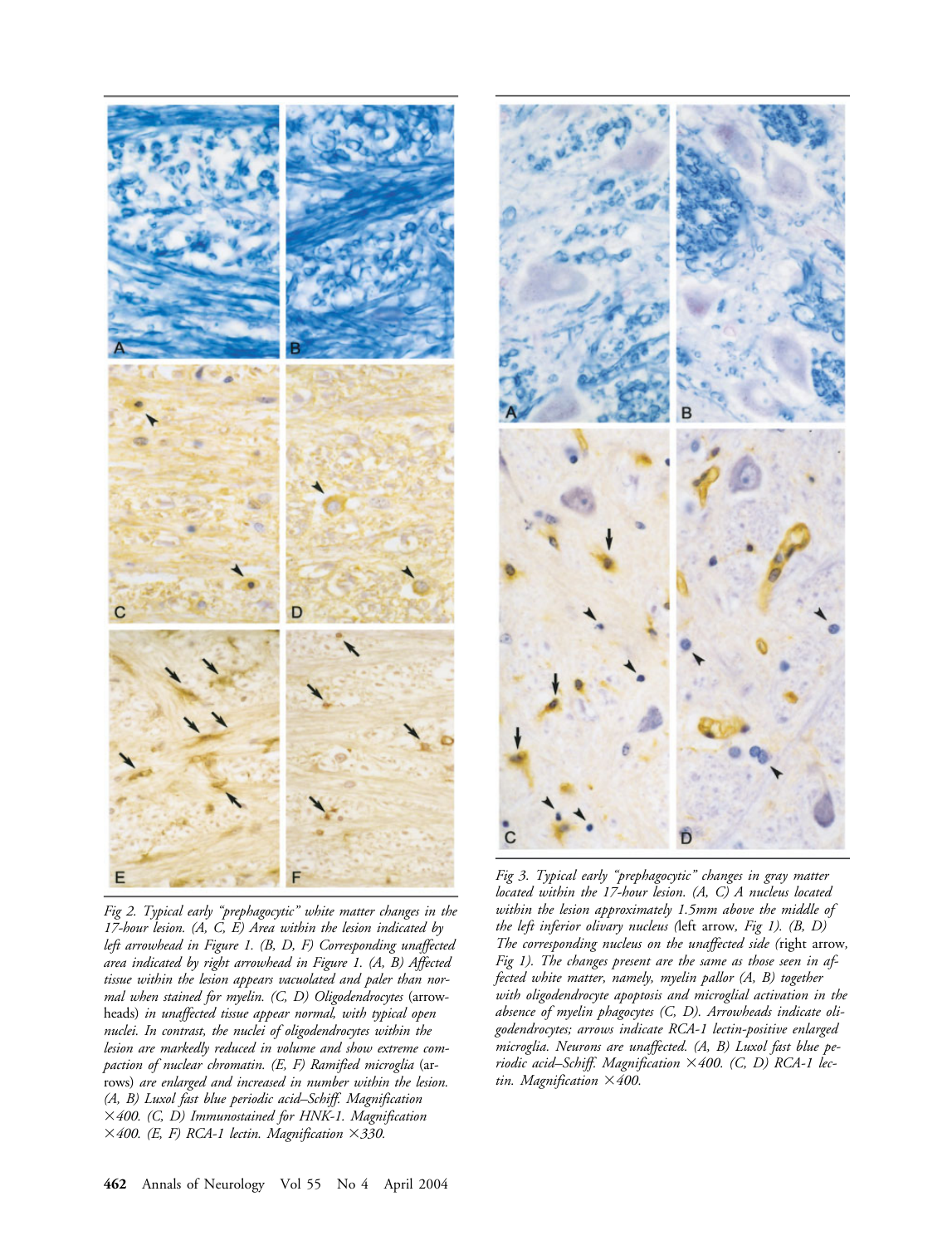Fig 2. Typical early "prephagocytic" white matter changes in the 17-hour lesion. (A, C, E) Area within the lesion indicated by left arrowhead in Figure 1. (B, D, F) Corresponding unaffected area indicated by right arrowhead in Figure 1. (A, B) Affected tissue within the lesion appears vacuolated and paler than normal when stained for myelin. (C, D) Oligodendrocytes (arrowheads) in unaffected tissue appear normal, with typical open nuclei. In contrast, the nuclei of oligodendrocytes within the lesion are markedly reduced in volume and show extreme compaction of nuclear chromatin. (E, F) Ramified microglia (arrows) are enlarged and increased in number within the lesion. (A, B) Luxol fast blue periodic acid–Schiff. Magnification ×400. (C, D) Immunostained for HNK-1. Magnification ×400. (E, F) RCA-1 lectin. Magnification ×330.

Fig 3. Typical early "prephagocytic" changes in gray matter located within the 17-hour lesion. (A, C) A nucleus located within the lesion approximately 1.5mm above the middle of the left inferior olivary nucleus (left arrow, Fig 1). (B, D) The corresponding nucleus on the unaffected side (right arrow, Fig 1). The changes present are the same as those seen in affected white matter, namely, myelin pallor (A, B) together with oligodendrocyte apoptosis and microglial activation in the absence of myelin phagocytes (C, D). Arrowheads indicate oligodendrocytes; arrows indicate RCA-1 lectin-positive enlarged microglia. Neurons are unaffected. (A, B) Luxol fast blue periodic acid–Schiff. Magnification ×400. (C, D) RCA-1 lectin. Magnification ×400.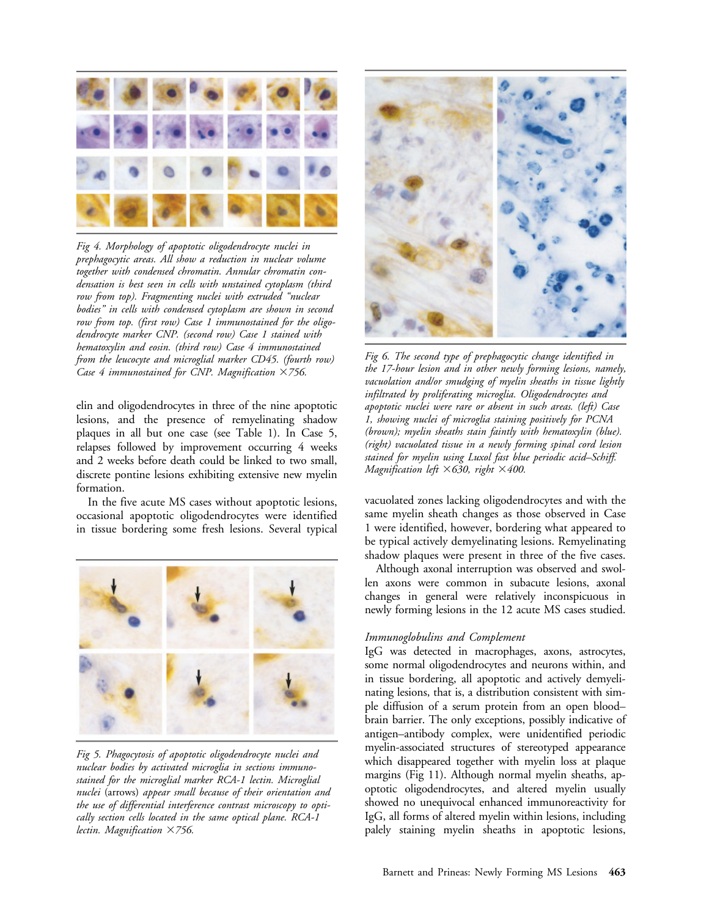Fig 4. Morphology of apoptotic oligodendrocyte nuclei in prephagocytic areas. All show a reduction in nuclear volume together with condensed chromatin. Annular chromatin condensation is best seen in cells with unstained cytoplasm (third row from top). Fragmenting nuclei with extruded "nuclear bodies" in cells with condensed cytoplasm are shown in second row from top. (first row) Case 1 immunostained for the oligodendrocyte marker CNP. (second row) Case 1 stained with hematoxylin and eosin. (third row) Case 4 immunostained from the leucocyte and microglial marker CD45. (fourth row) Case 4 immunostained for CNP. Magnification ×756.

elin and oligodendrocytes in three of the nine apoptotic lesions, and the presence of remyelinating shadow plaques in all but one case (see Table 1). In Case 5, relapses followed by improvement occurring 4 weeks and 2 weeks before death could be linked to two small, discrete pontine lesions exhibiting extensive new myelin formation.

In the five acute MS cases without apoptotic lesions, occasional apoptotic oligodendrocytes were identified in tissue bordering some fresh lesions. Several typical vacuolated zones lacking oligodendrocytes and with the same myelin sheath changes as those observed in Case 1 were identified, however, bordering what appeared to be typical actively demyelinating lesions. Remyelinating shadow plaques were present in three of the five cases.

Although axonal interruption was observed and swollen axons were common in subacute lesions, axonal changes in general were relatively inconspicuous in newly forming lesions in the 12 acute MS cases studied.

Fig 5. Phagocytosis of apoptotic oligodendrocyte nuclei and nuclear bodies by activated microglia in sections immunostained for the microglial marker RCA-1 lectin. Microglial nuclei (arrows) appear small because of their orientation and the use of differential interference contrast microscopy to optically section cells located in the same optical plane. RCA-1 lectin. Magnification ×756.

Fig 6. The second type of prephagocytic change identified in the 17-hour lesion and in other newly forming lesions, namely, vacuolation and/or smudging of myelin sheaths in tissue lightly infiltrated by proliferating microglia. Oligodendrocytes and apoptotic nuclei were rare or absent in such areas. (left) Case 1, showing nuclei of microglia staining positively for PCNA (brown); myelin sheaths stain faintly with hematoxylin (blue). (right) vacuolated tissue in a newly forming spinal cord lesion stained for myelin using Luxol fast blue periodic acid–Schiff. Magnification left ×630, right ×400.

### Immunoglobulins and Complement

IgG was detected in macrophages, axons, astrocytes, some normal oligodendrocytes and neurons within, and in tissue bordering, all apoptotic and actively demyelinating lesions, that is, a distribution consistent with simple diffusion of a serum protein from an open blood–brain barrier. The only exceptions, possibly indicative of antigen–antibody complex, were unidentified periodic myelin-associated structures of stereotyped appearance which disappeared together with myelin loss at plaque margins (Fig 11). Although normal myelin sheaths, apoptotic oligodendrocytes, and altered myelin usually showed no unequivocal enhanced immunoreactivity for IgG, all forms of altered myelin within lesions, including palely staining myelin sheaths in apoptotic lesions,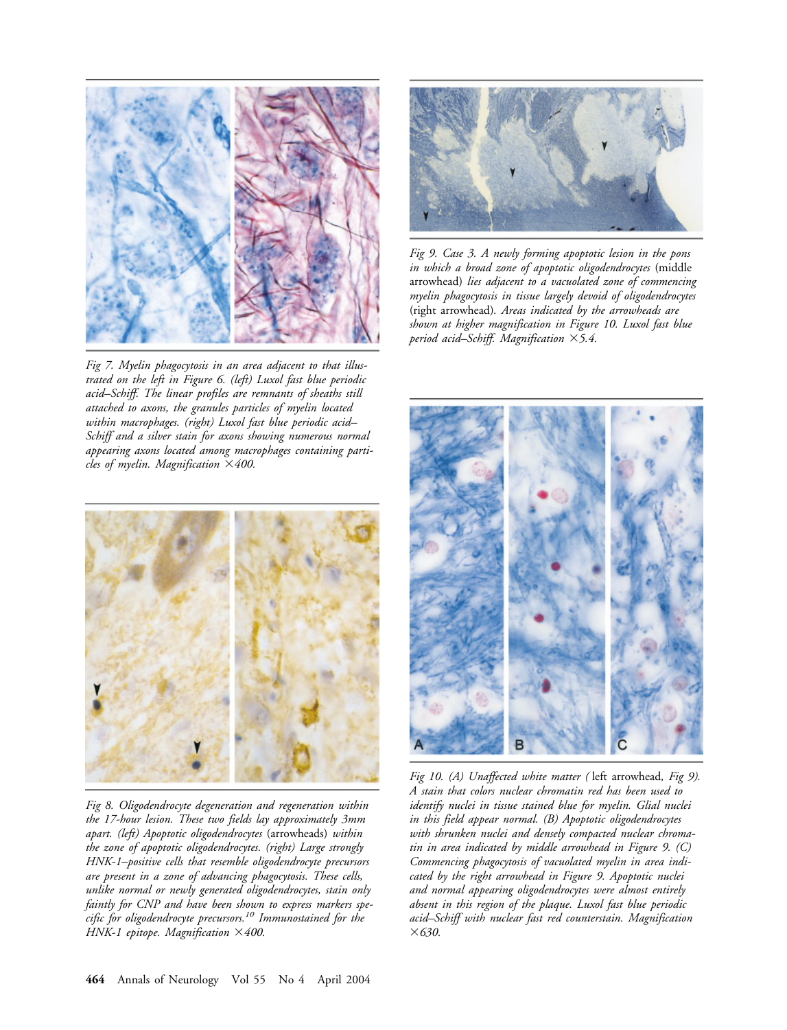Fig 7. Myelin phagocytosis in an area adjacent to that illustrated on the left in Figure 6. (left) Luxol fast blue periodic acid–Schiff. The linear profiles are remnants of sheaths still attached to axons, the granules particles of myelin located within macrophages. (right) Luxol fast blue periodic acid–Schiff and a silver stain for axons showing numerous normal appearing axons located among macrophages containing particles of myelin. Magnification ×400.

Fig 8. Oligodendrocyte degeneration and regeneration within the 17-hour lesion. These two fields lay approximately 3mm apart. (left) Apoptotic oligodendrocytes (arrowheads) within the zone of apoptotic oligodendrocytes. (right) Large strongly HNK-1–positive cells that resemble oligodendrocyte precursors are present in a zone of advancing phagocytosis. These cells, unlike normal or newly generated oligodendrocytes, stain only faintly for CNP and have been shown to express markers specific for oligodendrocyte precursors.[10] Immunostained for the HNK-1 epitope. Magnification ×400.

Fig 9. Case 3. A newly forming apoptotic lesion in the pons in which a broad zone of apoptotic oligodendrocytes (middle arrowhead) lies adjacent to a vacuolated zone of commencing myelin phagocytosis in tissue largely devoid of oligodendrocytes (right arrowhead). Areas indicated by the arrowheads are shown at higher magnification in Figure 10. Luxol fast blue period acid–Schiff. Magnification ×5.4.

Fig 10. (A) Unaffected white matter (left arrowhead, Fig 9). A stain that colors nuclear chromatin red has been used to identify nuclei in tissue stained blue for myelin. Glial nuclei in this field appear normal. (B) Apoptotic oligodendrocytes with shrunken nuclei and densely compacted nuclear chromatin in area indicated by middle arrowhead in Figure 9. (C) Commencing phagocytosis of vacuolated myelin in area indicated by the right arrowhead in Figure 9. Apoptotic nuclei and normal appearing oligodendrocytes were almost entirely absent in this region of the plaque. Luxol fast blue periodic acid–Schiff with nuclear fast red counterstain. Magnification ×630.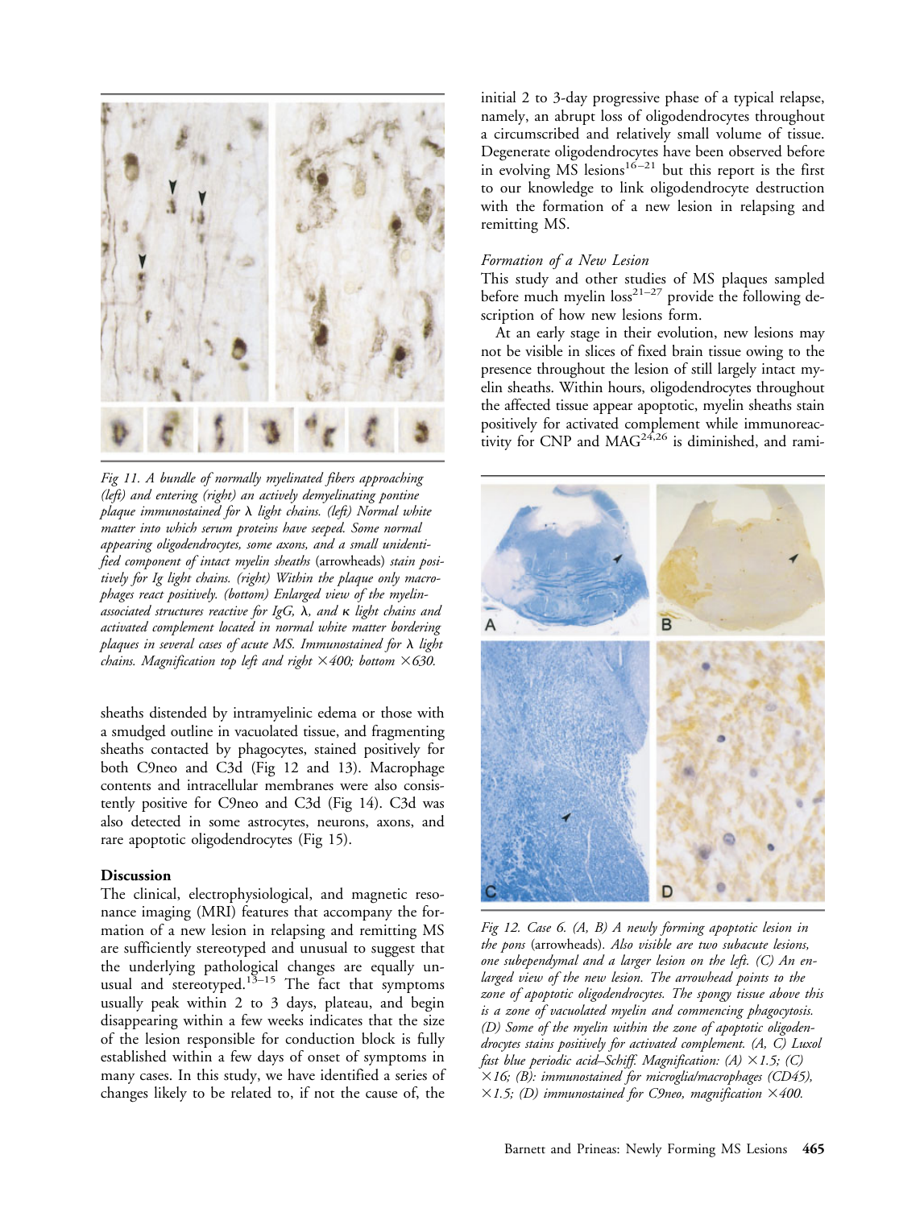Fig 11. A bundle of normally myelinated fibers approaching (left) and entering (right) an actively demyelinating pontine plaque immunostained for λ light chains. (left) Normal white matter into which serum proteins have seeped. Some normal appearing oligodendrocytes, some axons, and a small unidentified component of intact myelin sheaths (arrowheads) stain positively for Ig light chains. (right) Within the plaque only macrophages react positively. (bottom) Enlarged view of the myelin-associated structures reactive for IgG, λ, and κ light chains and activated complement located in normal white matter bordering plaques in several cases of acute MS. Immunostained for λ light chains. Magnification top left and right ×400; bottom ×630.

sheaths distended by intramyelinic edema or those with a smudged outline in vacuolated tissue, and fragmenting sheaths contacted by phagocytes, stained positively for both C9neo and C3d (Fig 12 and 13). Macrophage contents and intracellular membranes were also consistently positive for C9neo and C3d (Fig 14). C3d was also detected in some astrocytes, neurons, axons, and rare apoptotic oligodendrocytes (Fig 15).

## Discussion

The clinical, electrophysiological, and magnetic resonance imaging (MRI) features that accompany the formation of a new lesion in relapsing and remitting MS are sufficiently stereotyped and unusual to suggest that the underlying pathological changes are equally unusual and stereotyped.[13–15] The fact that symptoms usually peak within 2 to 3 days, plateau, and begin disappearing within a few weeks indicates that the size of the lesion responsible for conduction block is fully established within a few days of onset of symptoms in many cases. In this study, we have identified a series of changes likely to be related to, if not the cause of, the initial 2 to 3-day progressive phase of a typical relapse, namely, an abrupt loss of oligodendrocytes throughout a circumscribed and relatively small volume of tissue. Degenerate oligodendrocytes have been observed before in evolving MS lesions[16–21] but this report is the first to our knowledge to link oligodendrocyte destruction with the formation of a new lesion in relapsing and remitting MS.

### *Formation of a New Lesion*

This study and other studies of MS plaques sampled before much myelin loss[21–27] provide the following description of how new lesions form.

At an early stage in their evolution, new lesions may not be visible in slices of fixed brain tissue owing to the presence throughout the lesion of still largely intact myelin sheaths. Within hours, oligodendrocytes throughout the affected tissue appear apoptotic, myelin sheaths stain positively for activated complement while immunoreactivity for CNP and MAG[24,26] is diminished, and rami-

Fig 12. Case 6. (A, B) A newly forming apoptotic lesion in the pons (arrowheads). Also visible are two subacute lesions, one subependymal and a larger lesion on the left. (C) An enlarged view of the new lesion. The arrowhead points to the zone of apoptotic oligodendrocytes. The spongy tissue above this is a zone of vacuolated myelin and commencing phagocytosis. (D) Some of the myelin within the zone of apoptotic oligodendrocytes stains positively for activated complement. (A, C) Luxol fast blue periodic acid–Schiff. Magnification: (A) ×1.5; (C) ×16; (B): immunostained for microglia/macrophages (CD45), ×1.5; (D) immunostained for C9neo, magnification ×400.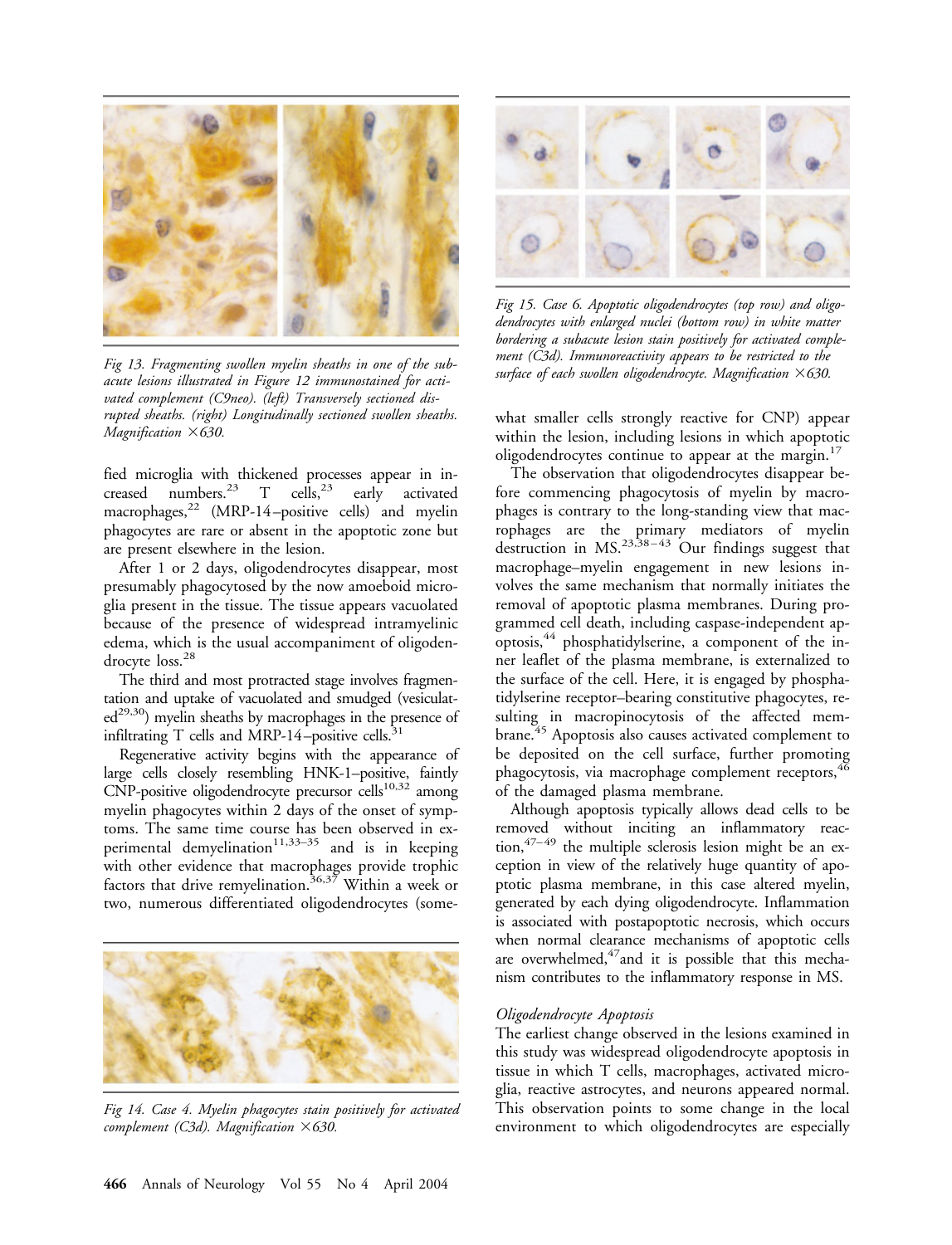Fig 13. Fragmenting swollen myelin sheaths in one of the subacute lesions illustrated in Figure 12 immunostained for activated complement (C9neo). (left) Transversely sectioned disrupted sheaths. (right) Longitudinally sectioned swollen sheaths. Magnification ×630.

fied microglia with thickened processes appear in increased numbers.[23] T cells,[23] early activated macrophages,[22] (MRP-14–positive cells) and myelin phagocytes are rare or absent in the apoptotic zone but are present elsewhere in the lesion.

After 1 or 2 days, oligodendrocytes disappear, most presumably phagocytosed by the now amoeboid microglia present in the tissue. The tissue appears vacuolated because of the presence of widespread intramyelinic edema, which is the usual accompaniment of oligodendrocyte loss.[28]

The third and most protracted stage involves fragmentation and uptake of vacuolated and smudged (vesiculated[29,30]) myelin sheaths by macrophages in the presence of infiltrating T cells and MRP-14–positive cells.[31]

Regenerative activity begins with the appearance of large cells closely resembling HNK-1–positive, faintly CNP-positive oligodendrocyte precursor cells[10,32] among myelin phagocytes within 2 days of the onset of symptoms. The same time course has been observed in experimental demyelination[11,33–35] and is in keeping with other evidence that macrophages provide trophic factors that drive remyelination.[36,37] Within a week or two, numerous differentiated oligodendrocytes (somewhat smaller cells strongly reactive for CNP) appear within the lesion, including lesions in which apoptotic oligodendrocytes continue to appear at the margin.[17]

Fig 14. Case 4. Myelin phagocytes stain positively for activated complement (C3d). Magnification ×630.

Fig 15. Case 6. Apoptotic oligodendrocytes (top row) and oligodendrocytes with enlarged nuclei (bottom row) in white matter bordering a subacute lesion stain positively for activated complement (C3d). Immunoreactivity appears to be restricted to the surface of each swollen oligodendrocyte. Magnification ×630.

The observation that oligodendrocytes disappear before commencing phagocytosis of myelin by macrophages is contrary to the long-standing view that macrophages are the primary mediators of myelin destruction in MS.[23,38–43] Our findings suggest that macrophage–myelin engagement in new lesions involves the same mechanism that normally initiates the removal of apoptotic plasma membranes. During programmed cell death, including caspase-independent apoptosis,[44] phosphatidylserine, a component of the inner leaflet of the plasma membrane, is externalized to the surface of the cell. Here, it is engaged by phosphatidylserine receptor–bearing constitutive phagocytes, resulting in macropinocytosis of the affected membrane.[45] Apoptosis also causes activated complement to be deposited on the cell surface, further promoting phagocytosis, via macrophage complement receptors,[46] of the damaged plasma membrane.

Although apoptosis typically allows dead cells to be removed without inciting an inflammatory reaction,[47–49] the multiple sclerosis lesion might be an exception in view of the relatively huge quantity of apoptotic plasma membrane, in this case altered myelin, generated by each dying oligodendrocyte. Inflammation is associated with postapoptotic necrosis, which occurs when normal clearance mechanisms of apoptotic cells are overwhelmed,[47] and it is possible that this mechanism contributes to the inflammatory response in MS.

### *Oligodendrocyte Apoptosis*

The earliest change observed in the lesions examined in this study was widespread oligodendrocyte apoptosis in tissue in which T cells, macrophages, activated microglia, reactive astrocytes, and neurons appeared normal. This observation points to some change in the local environment to which oligodendrocytes are especially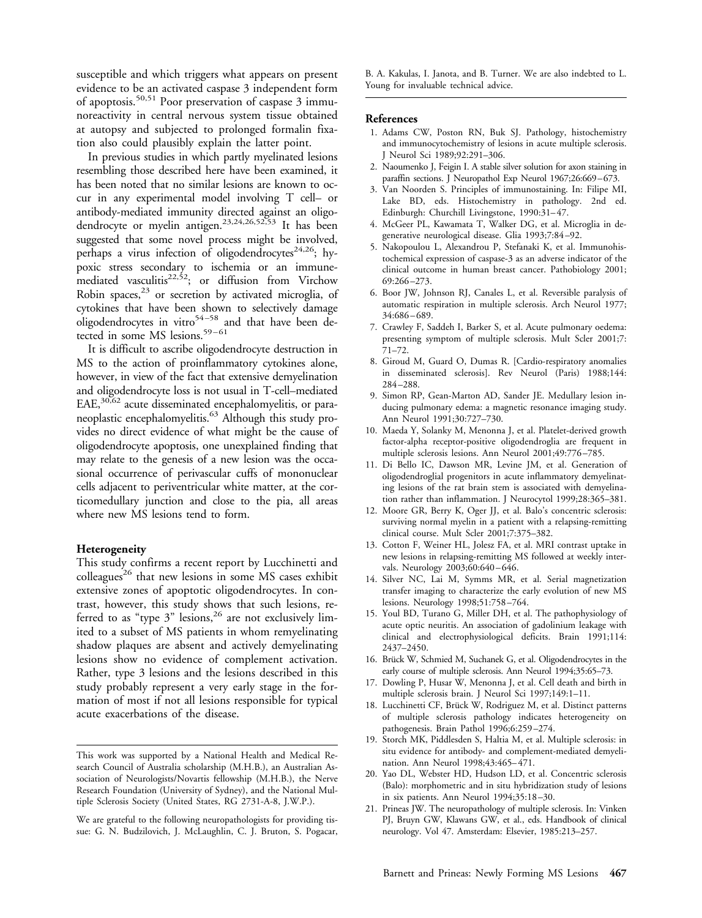susceptible and which triggers what appears on present evidence to be an activated caspase 3 independent form of apoptosis.[50,51] Poor preservation of caspase 3 immunoreactivity in central nervous system tissue obtained at autopsy and subjected to prolonged formalin fixation also could plausibly explain the latter point.

In previous studies in which partly myelinated lesions resembling those described here have been examined, it has been noted that no similar lesions are known to occur in any experimental model involving T cell– or antibody-mediated immunity directed against an oligodendrocyte or myelin antigen.[23,24,26,52,53] It has been suggested that some novel process might be involved, perhaps a virus infection of oligodendrocytes[24,26]; hypoxic stress secondary to ischemia or an immune-mediated vasculitis[22,52]; or diffusion from Virchow Robin spaces,[23] or secretion by activated microglia, of cytokines that have been shown to selectively damage oligodendrocytes in vitro[54–58] and that have been detected in some MS lesions.[59–61]

It is difficult to ascribe oligodendrocyte destruction in MS to the action of proinflammatory cytokines alone, however, in view of the fact that extensive demyelination and oligodendrocyte loss is not usual in T-cell–mediated EAE,[30,62] acute disseminated encephalomyelitis, or paraneoplastic encephalomyelitis.[63] Although this study provides no direct evidence of what might be the cause of oligodendrocyte apoptosis, one unexplained finding that may relate to the genesis of a new lesion was the occasional occurrence of perivascular cuffs of mononuclear cells adjacent to periventricular white matter, at the corticomedullary junction and close to the pia, all areas where new MS lesions tend to form.

### Heterogeneity

This study confirms a recent report by Lucchinetti and colleagues[26] that new lesions in some MS cases exhibit extensive zones of apoptotic oligodendrocytes. In contrast, however, this study shows that such lesions, referred to as "type 3" lesions,[26] are not exclusively limited to a subset of MS patients in whom remyelinating shadow plaques are absent and actively demyelinating lesions show no evidence of complement activation. Rather, type 3 lesions and the lesions described in this study probably represent a very early stage in the formation of most if not all lesions responsible for typical acute exacerbations of the disease.

---

This work was supported by a National Health and Medical Research Council of Australia scholarship (M.H.B.), an Australian Association of Neurologists/Novartis fellowship (M.H.B.), the Nerve Research Foundation (University of Sydney), and the National Multiple Sclerosis Society (United States, RG 2731-A-8, J.W.P.).

We are grateful to the following neuropathologists for providing tissue: G. N. Budzilovich, J. McLaughlin, C. J. Bruton, S. Pogacar, B. A. Kakulas, I. Janota, and B. Turner. We are also indebted to L. Young for invaluable technical advice.

---

### References

1. Adams CW, Poston RN, Buk SJ. Pathology, histochemistry and immunocytochemistry of lesions in acute multiple sclerosis. J Neurol Sci 1989;92:291–306.
2. Naoumenko J, Feigin I. A stable silver solution for axon staining in paraffin sections. J Neuropathol Exp Neurol 1967;26:669–673.
3. Van Noorden S. Principles of immunostaining. In: Filipe MI, Lake BD, eds. Histochemistry in pathology. 2nd ed. Edinburgh: Churchill Livingstone, 1990:31–47.
4. McGeer PL, Kawamata T, Walker DG, et al. Microglia in degenerative neurological disease. Glia 1993;7:84–92.
5. Nakopoulou L, Alexandrou P, Stefanaki K, et al. Immunohistochemical expression of caspase-3 as an adverse indicator of the clinical outcome in human breast cancer. Pathobiology 2001; 69:266–273.
6. Boor JW, Johnson RJ, Canales L, et al. Reversible paralysis of automatic respiration in multiple sclerosis. Arch Neurol 1977; 34:686–689.
7. Crawley F, Saddeh I, Barker S, et al. Acute pulmonary oedema: presenting symptom of multiple sclerosis. Mult Scler 2001;7: 71–72.
8. Giroud M, Guard O, Dumas R. [Cardio-respiratory anomalies in disseminated sclerosis]. Rev Neurol (Paris) 1988;144: 284–288.
9. Simon RP, Gean-Marton AD, Sander JE. Medullary lesion inducing pulmonary edema: a magnetic resonance imaging study. Ann Neurol 1991;30:727–730.
10. Maeda Y, Solanky M, Menonna J, et al. Platelet-derived growth factor-alpha receptor-positive oligodendroglia are frequent in multiple sclerosis lesions. Ann Neurol 2001;49:776–785.
11. Di Bello IC, Dawson MR, Levine JM, et al. Generation of oligodendroglial progenitors in acute inflammatory demyelinating lesions of the rat brain stem is associated with demyelination rather than inflammation. J Neurocytol 1999;28:365–381.
12. Moore GR, Berry K, Oger JJ, et al. Balo's concentric sclerosis: surviving normal myelin in a patient with a relapsing-remitting clinical course. Mult Scler 2001;7:375–382.
13. Cotton F, Weiner HL, Jolesz FA, et al. MRI contrast uptake in new lesions in relapsing-remitting MS followed at weekly intervals. Neurology 2003;60:640–646.
14. Silver NC, Lai M, Symms MR, et al. Serial magnetization transfer imaging to characterize the early evolution of new MS lesions. Neurology 1998;51:758–764.
15. Youl BD, Turano G, Miller DH, et al. The pathophysiology of acute optic neuritis. An association of gadolinium leakage with clinical and electrophysiological deficits. Brain 1991;114: 2437–2450.
16. Brück W, Schmied M, Suchanek G, et al. Oligodendrocytes in the early course of multiple sclerosis. Ann Neurol 1994;35:65–73.
17. Dowling P, Husar W, Menonna J, et al. Cell death and birth in multiple sclerosis brain. J Neurol Sci 1997;149:1–11.
18. Lucchinetti CF, Brück W, Rodriguez M, et al. Distinct patterns of multiple sclerosis pathology indicates heterogeneity on pathogenesis. Brain Pathol 1996;6:259–274.
19. Storch MK, Piddlesden S, Haltia M, et al. Multiple sclerosis: in situ evidence for antibody- and complement-mediated demyelination. Ann Neurol 1998;43:465–471.
20. Yao DL, Webster HD, Hudson LD, et al. Concentric sclerosis (Balo): morphometric and in situ hybridization study of lesions in six patients. Ann Neurol 1994;35:18–30.
21. Prineas JW. The neuropathology of multiple sclerosis. In: Vinken PJ, Bruyn GW, Klawans GW, et al., eds. Handbook of clinical neurology. Vol 47. Amsterdam: Elsevier, 1985:213–257.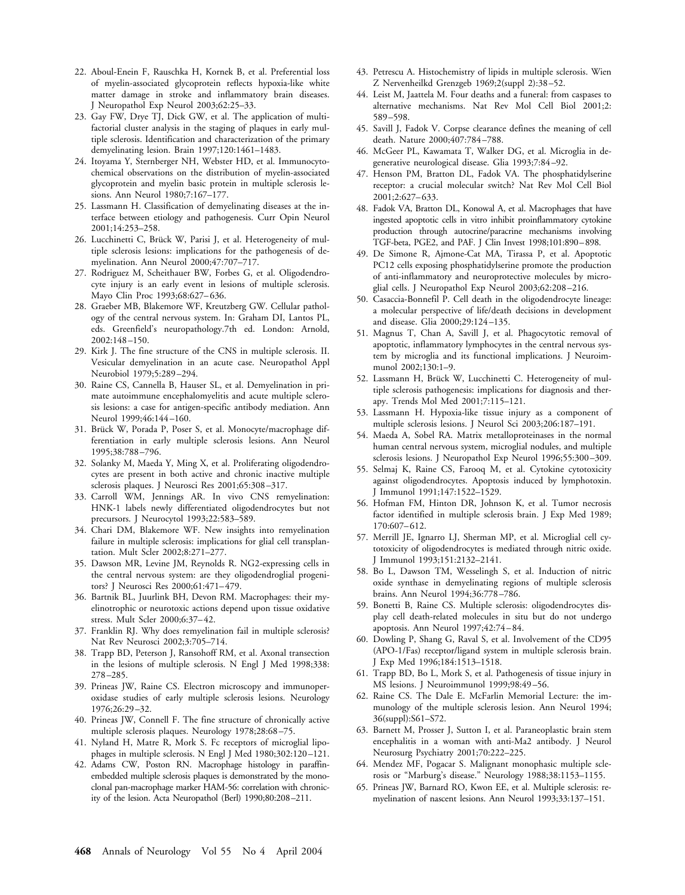22. Aboul-Enein F, Rauschka H, Kornek B, et al. Preferential loss of myelin-associated glycoprotein reflects hypoxia-like white matter damage in stroke and inflammatory brain diseases. J Neuropathol Exp Neurol 2003;62:25–33.
23. Gay FW, Drye TJ, Dick GW, et al. The application of multifactorial cluster analysis in the staging of plaques in early multiple sclerosis. Identification and characterization of the primary demyelinating lesion. Brain 1997;120:1461–1483.
24. Itoyama Y, Sternberger NH, Webster HD, et al. Immunocytochemical observations on the distribution of myelin-associated glycoprotein and myelin basic protein in multiple sclerosis lesions. Ann Neurol 1980;7:167–177.
25. Lassmann H. Classification of demyelinating diseases at the interface between etiology and pathogenesis. Curr Opin Neurol 2001;14:253–258.
26. Lucchinetti C, Brück W, Parisi J, et al. Heterogeneity of multiple sclerosis lesions: implications for the pathogenesis of demyelination. Ann Neurol 2000;47:707–717.
27. Rodriguez M, Scheithauer BW, Forbes G, et al. Oligodendrocyte injury is an early event in lesions of multiple sclerosis. Mayo Clin Proc 1993;68:627–636.
28. Graeber MB, Blakemore WF, Kreutzberg GW. Cellular pathology of the central nervous system. In: Graham DI, Lantos PL, eds. Greenfield's neuropathology.7th ed. London: Arnold, 2002:148–150.
29. Kirk J. The fine structure of the CNS in multiple sclerosis. II. Vesicular demyelination in an acute case. Neuropathol Appl Neurobiol 1979;5:289–294.
30. Raine CS, Cannella B, Hauser SL, et al. Demyelination in primate autoimmune encephalomyelitis and acute multiple sclerosis lesions: a case for antigen-specific antibody mediation. Ann Neurol 1999;46:144–160.
31. Brück W, Porada P, Poser S, et al. Monocyte/macrophage differentiation in early multiple sclerosis lesions. Ann Neurol 1995;38:788–796.
32. Solanky M, Maeda Y, Ming X, et al. Proliferating oligodendrocytes are present in both active and chronic inactive multiple sclerosis plaques. J Neurosci Res 2001;65:308–317.
33. Carroll WM, Jennings AR. In vivo CNS remyelination: HNK-1 labels newly differentiated oligodendrocytes but not precursors. J Neurocytol 1993;22:583–589.
34. Chari DM, Blakemore WF. New insights into remyelination failure in multiple sclerosis: implications for glial cell transplantation. Mult Scler 2002;8:271–277.
35. Dawson MR, Levine JM, Reynolds R. NG2-expressing cells in the central nervous system: are they oligodendroglial progenitors? J Neurosci Res 2000;61:471–479.
36. Bartnik BL, Juurlink BH, Devon RM. Macrophages: their myelinotrophic or neurotoxic actions depend upon tissue oxidative stress. Mult Scler 2000;6:37–42.
37. Franklin RJ. Why does remyelination fail in multiple sclerosis? Nat Rev Neurosci 2002;3:705–714.
38. Trapp BD, Peterson J, Ransohoff RM, et al. Axonal transection in the lesions of multiple sclerosis. N Engl J Med 1998;338: 278–285.
39. Prineas JW, Raine CS. Electron microscopy and immunoperoxidase studies of early multiple sclerosis lesions. Neurology 1976;26:29–32.
40. Prineas JW, Connell F. The fine structure of chronically active multiple sclerosis plaques. Neurology 1978;28:68–75.
41. Nyland H, Matre R, Mork S. Fc receptors of microglial lipophages in multiple sclerosis. N Engl J Med 1980;302:120–121.
42. Adams CW, Poston RN. Macrophage histology in paraffin-embedded multiple sclerosis plaques is demonstrated by the monoclonal pan-macrophage marker HAM-56: correlation with chronicity of the lesion. Acta Neuropathol (Berl) 1990;80:208–211.
43. Petrescu A. Histochemistry of lipids in multiple sclerosis. Wien Z Nervenheilkd Grenzgeb 1969;2(suppl 2):38–52.
44. Leist M, Jaattela M. Four deaths and a funeral: from caspases to alternative mechanisms. Nat Rev Mol Cell Biol 2001;2: 589–598.
45. Savill J, Fadok V. Corpse clearance defines the meaning of cell death. Nature 2000;407:784–788.
46. McGeer PL, Kawamata T, Walker DG, et al. Microglia in degenerative neurological disease. Glia 1993;7:84–92.
47. Henson PM, Bratton DL, Fadok VA. The phosphatidylserine receptor: a crucial molecular switch? Nat Rev Mol Cell Biol 2001;2:627–633.
48. Fadok VA, Bratton DL, Konowal A, et al. Macrophages that have ingested apoptotic cells in vitro inhibit proinflammatory cytokine production through autocrine/paracrine mechanisms involving TGF-beta, PGE2, and PAF. J Clin Invest 1998;101:890–898.
49. De Simone R, Ajmone-Cat MA, Tirassa P, et al. Apoptotic PC12 cells exposing phosphatidylserine promote the production of anti-inflammatory and neuroprotective molecules by microglial cells. J Neuropathol Exp Neurol 2003;62:208–216.
50. Casaccia-Bonnefil P. Cell death in the oligodendrocyte lineage: a molecular perspective of life/death decisions in development and disease. Glia 2000;29:124–135.
51. Magnus T, Chan A, Savill J, et al. Phagocytotic removal of apoptotic, inflammatory lymphocytes in the central nervous system by microglia and its functional implications. J Neuroimmunol 2002;130:1–9.
52. Lassmann H, Brück W, Lucchinetti C. Heterogeneity of multiple sclerosis pathogenesis: implications for diagnosis and therapy. Trends Mol Med 2001;7:115–121.
53. Lassmann H. Hypoxia-like tissue injury as a component of multiple sclerosis lesions. J Neurol Sci 2003;206:187–191.
54. Maeda A, Sobel RA. Matrix metalloproteinases in the normal human central nervous system, microglial nodules, and multiple sclerosis lesions. J Neuropathol Exp Neurol 1996;55:300–309.
55. Selmaj K, Raine CS, Farooq M, et al. Cytokine cytotoxicity against oligodendrocytes. Apoptosis induced by lymphotoxin. J Immunol 1991;147:1522–1529.
56. Hofman FM, Hinton DR, Johnson K, et al. Tumor necrosis factor identified in multiple sclerosis brain. J Exp Med 1989; 170:607–612.
57. Merrill JE, Ignarro LJ, Sherman MP, et al. Microglial cell cytotoxicity of oligodendrocytes is mediated through nitric oxide. J Immunol 1993;151:2132–2141.
58. Bo L, Dawson TM, Wesselingh S, et al. Induction of nitric oxide synthase in demyelinating regions of multiple sclerosis brains. Ann Neurol 1994;36:778–786.
59. Bonetti B, Raine CS. Multiple sclerosis: oligodendrocytes display cell death-related molecules in situ but do not undergo apoptosis. Ann Neurol 1997;42:74–84.
60. Dowling P, Shang G, Raval S, et al. Involvement of the CD95 (APO-1/Fas) receptor/ligand system in multiple sclerosis brain. J Exp Med 1996;184:1513–1518.
61. Trapp BD, Bo L, Mork S, et al. Pathogenesis of tissue injury in MS lesions. J Neuroimmunol 1999;98:49–56.
62. Raine CS. The Dale E. McFarlin Memorial Lecture: the immunology of the multiple sclerosis lesion. Ann Neurol 1994; 36(suppl):S61–S72.
63. Barnett M, Prosser J, Sutton I, et al. Paraneoplastic brain stem encephalitis in a woman with anti-Ma2 antibody. J Neurol Neurosurg Psychiatry 2001;70:222–225.
64. Mendez MF, Pogacar S. Malignant monophasic multiple sclerosis or "Marburg's disease." Neurology 1988;38:1153–1155.
65. Prineas JW, Barnard RO, Kwon EE, et al. Multiple sclerosis: remyelination of nascent lesions. Ann Neurol 1993;33:137–151.